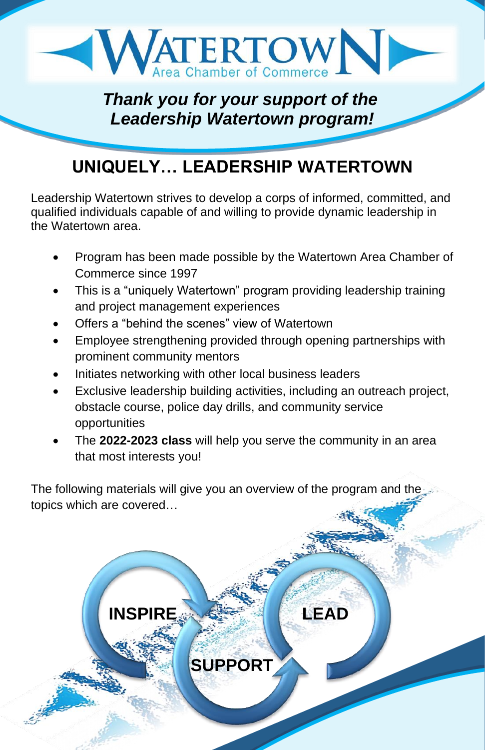WATERTOWN Area Chamber of Commerce

***Thank you for your support of the Leadership Watertown program!***

# UNIQUELY… LEADERSHIP WATERTOWN

Leadership Watertown strives to develop a corps of informed, committed, and qualified individuals capable of and willing to provide dynamic leadership in the Watertown area.

- Program has been made possible by the Watertown Area Chamber of Commerce since 1997
- This is a "uniquely Watertown" program providing leadership training and project management experiences
- Offers a "behind the scenes" view of Watertown
- Employee strengthening provided through opening partnerships with prominent community mentors
- Initiates networking with other local business leaders
- Exclusive leadership building activities, including an outreach project, obstacle course, police day drills, and community service opportunities
- The **2022-2023 class** will help you serve the community in an area that most interests you!

The following materials will give you an overview of the program and the topics which are covered…

**INSPIRE** **SUPPORT** **LEAD**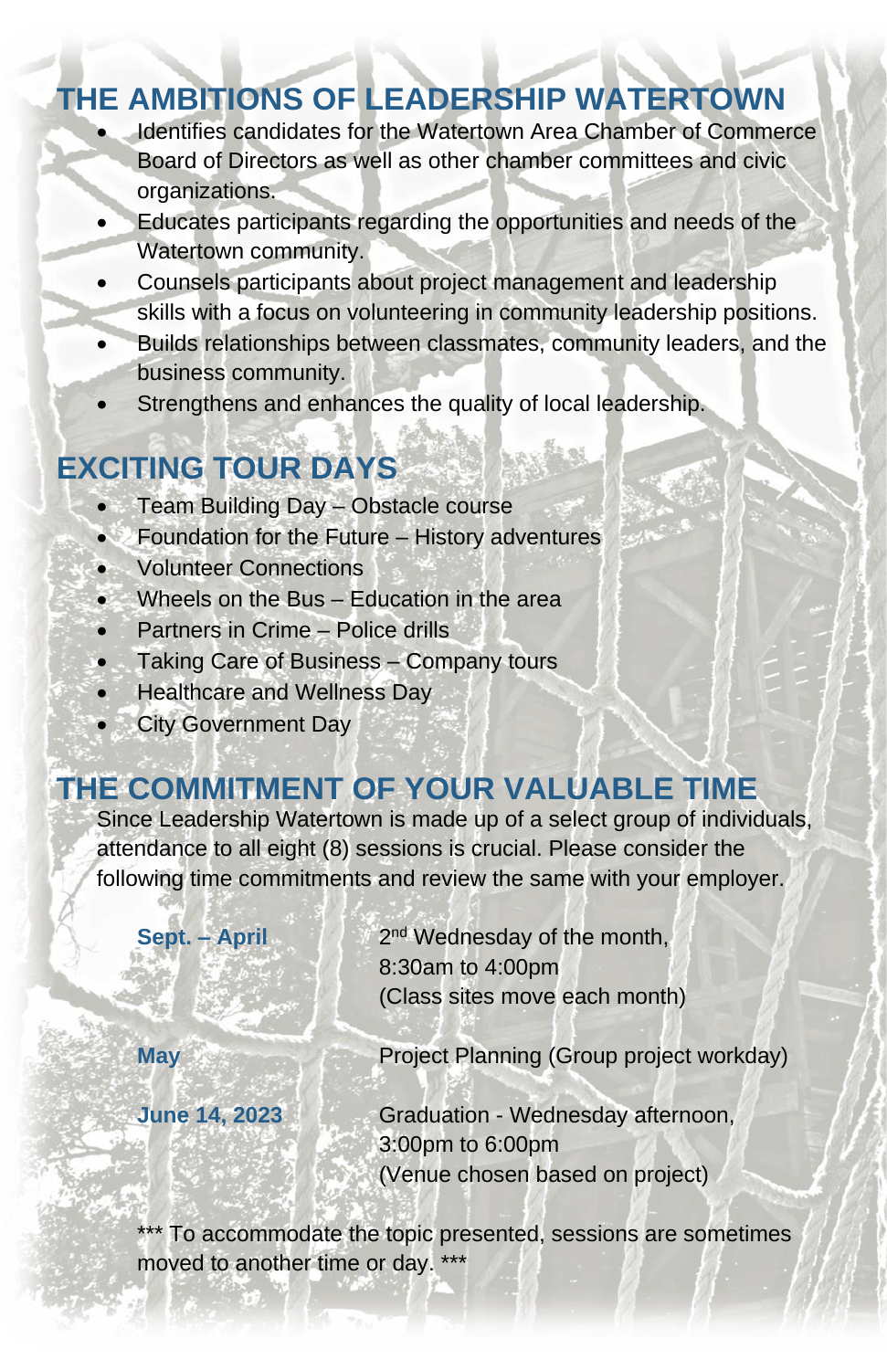## THE AMBITIONS OF LEADERSHIP WATERTOWN

- Identifies candidates for the Watertown Area Chamber of Commerce Board of Directors as well as other chamber committees and civic organizations.
- Educates participants regarding the opportunities and needs of the Watertown community.
- Counsels participants about project management and leadership skills with a focus on volunteering in community leadership positions.
- Builds relationships between classmates, community leaders, and the business community.
- Strengthens and enhances the quality of local leadership.

## EXCITING TOUR DAYS

- Team Building Day – Obstacle course
- Foundation for the Future – History adventures
- Volunteer Connections
- Wheels on the Bus – Education in the area
- Partners in Crime – Police drills
- Taking Care of Business – Company tours
- Healthcare and Wellness Day
- City Government Day

## THE COMMITMENT OF YOUR VALUABLE TIME

Since Leadership Watertown is made up of a select group of individuals, attendance to all eight (8) sessions is crucial. Please consider the following time commitments and review the same with your employer.

**Sept. – April**
2nd Wednesday of the month,
8:30am to 4:00pm
(Class sites move each month)

**May**
Project Planning (Group project workday)

**June 14, 2023**
Graduation - Wednesday afternoon,
3:00pm to 6:00pm
(Venue chosen based on project)

*** To accommodate the topic presented, sessions are sometimes moved to another time or day. ***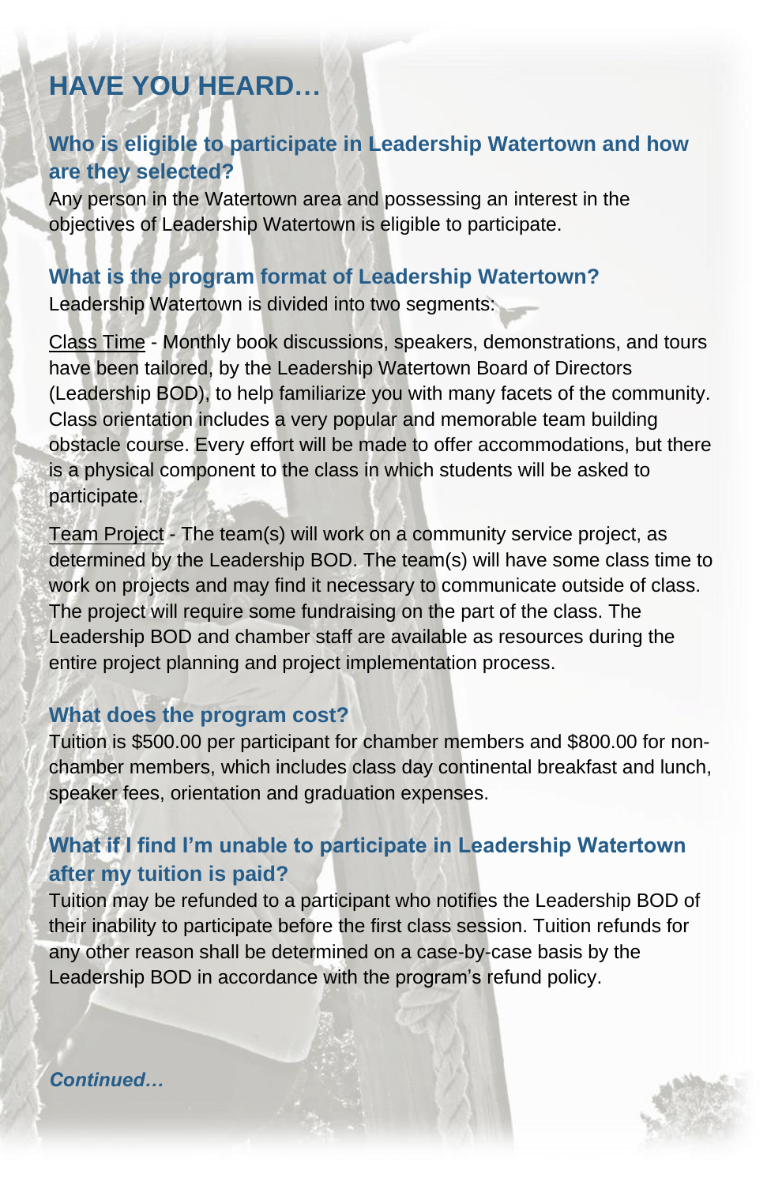# HAVE YOU HEARD…

## Who is eligible to participate in Leadership Watertown and how are they selected?

Any person in the Watertown area and possessing an interest in the objectives of Leadership Watertown is eligible to participate.

## What is the program format of Leadership Watertown?

Leadership Watertown is divided into two segments:

Class Time - Monthly book discussions, speakers, demonstrations, and tours have been tailored, by the Leadership Watertown Board of Directors (Leadership BOD), to help familiarize you with many facets of the community. Class orientation includes a very popular and memorable team building obstacle course. Every effort will be made to offer accommodations, but there is a physical component to the class in which students will be asked to participate.

Team Project - The team(s) will work on a community service project, as determined by the Leadership BOD. The team(s) will have some class time to work on projects and may find it necessary to communicate outside of class. The project will require some fundraising on the part of the class. The Leadership BOD and chamber staff are available as resources during the entire project planning and project implementation process.

## What does the program cost?

Tuition is $500.00 per participant for chamber members and $800.00 for non-chamber members, which includes class day continental breakfast and lunch, speaker fees, orientation and graduation expenses.

## What if I find I'm unable to participate in Leadership Watertown after my tuition is paid?

Tuition may be refunded to a participant who notifies the Leadership BOD of their inability to participate before the first class session. Tuition refunds for any other reason shall be determined on a case-by-case basis by the Leadership BOD in accordance with the program's refund policy.

***Continued…***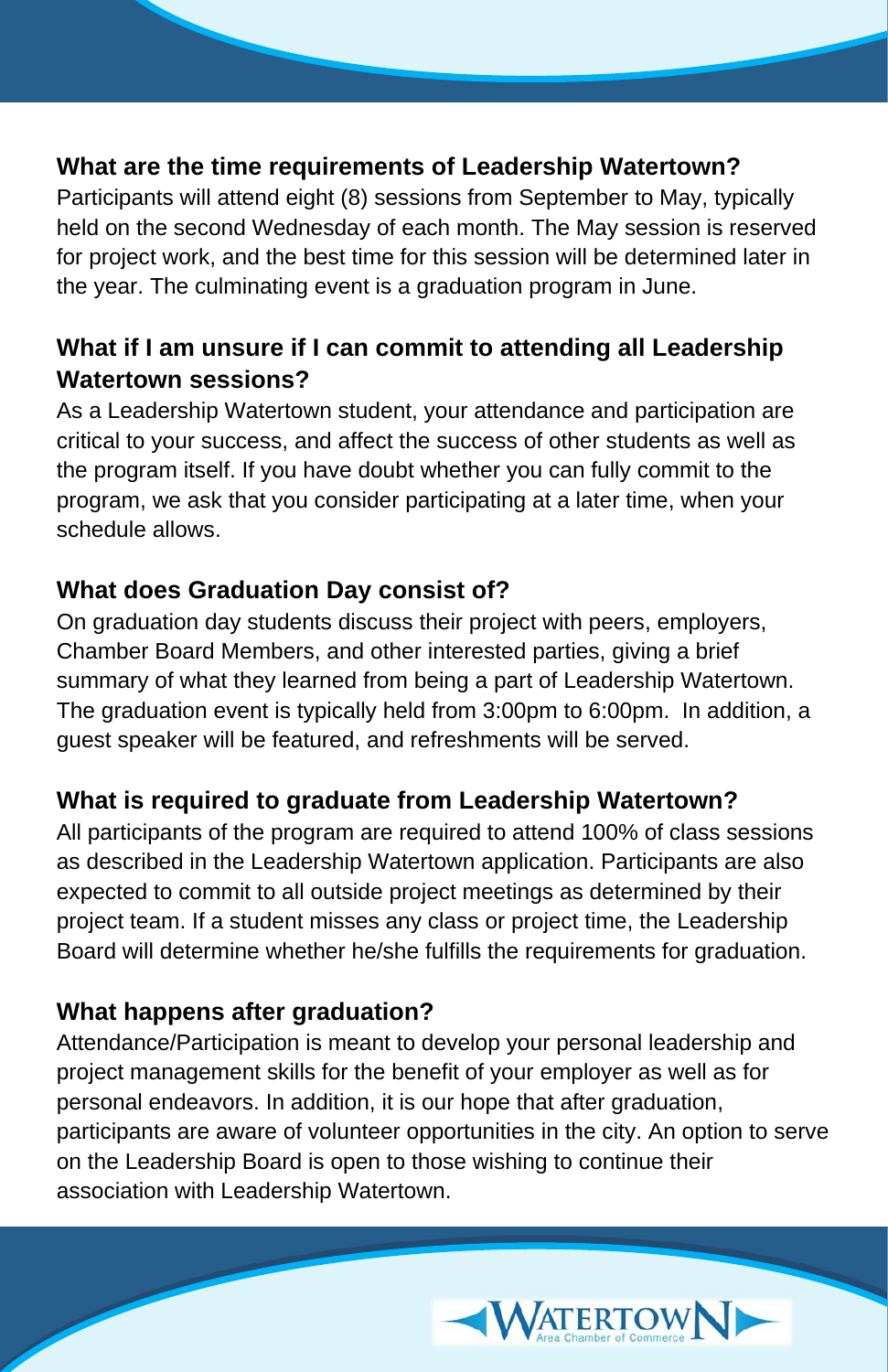**What are the time requirements of Leadership Watertown?**

Participants will attend eight (8) sessions from September to May, typically held on the second Wednesday of each month. The May session is reserved for project work, and the best time for this session will be determined later in the year. The culminating event is a graduation program in June.

**What if I am unsure if I can commit to attending all Leadership Watertown sessions?**

As a Leadership Watertown student, your attendance and participation are critical to your success, and affect the success of other students as well as the program itself. If you have doubt whether you can fully commit to the program, we ask that you consider participating at a later time, when your schedule allows.

**What does Graduation Day consist of?**

On graduation day students discuss their project with peers, employers, Chamber Board Members, and other interested parties, giving a brief summary of what they learned from being a part of Leadership Watertown. The graduation event is typically held from 3:00pm to 6:00pm. In addition, a guest speaker will be featured, and refreshments will be served.

**What is required to graduate from Leadership Watertown?**

All participants of the program are required to attend 100% of class sessions as described in the Leadership Watertown application. Participants are also expected to commit to all outside project meetings as determined by their project team. If a student misses any class or project time, the Leadership Board will determine whether he/she fulfills the requirements for graduation.

**What happens after graduation?**

Attendance/Participation is meant to develop your personal leadership and project management skills for the benefit of your employer as well as for personal endeavors. In addition, it is our hope that after graduation, participants are aware of volunteer opportunities in the city. An option to serve on the Leadership Board is open to those wishing to continue their association with Leadership Watertown.

WATERTOWN Area Chamber of Commerce